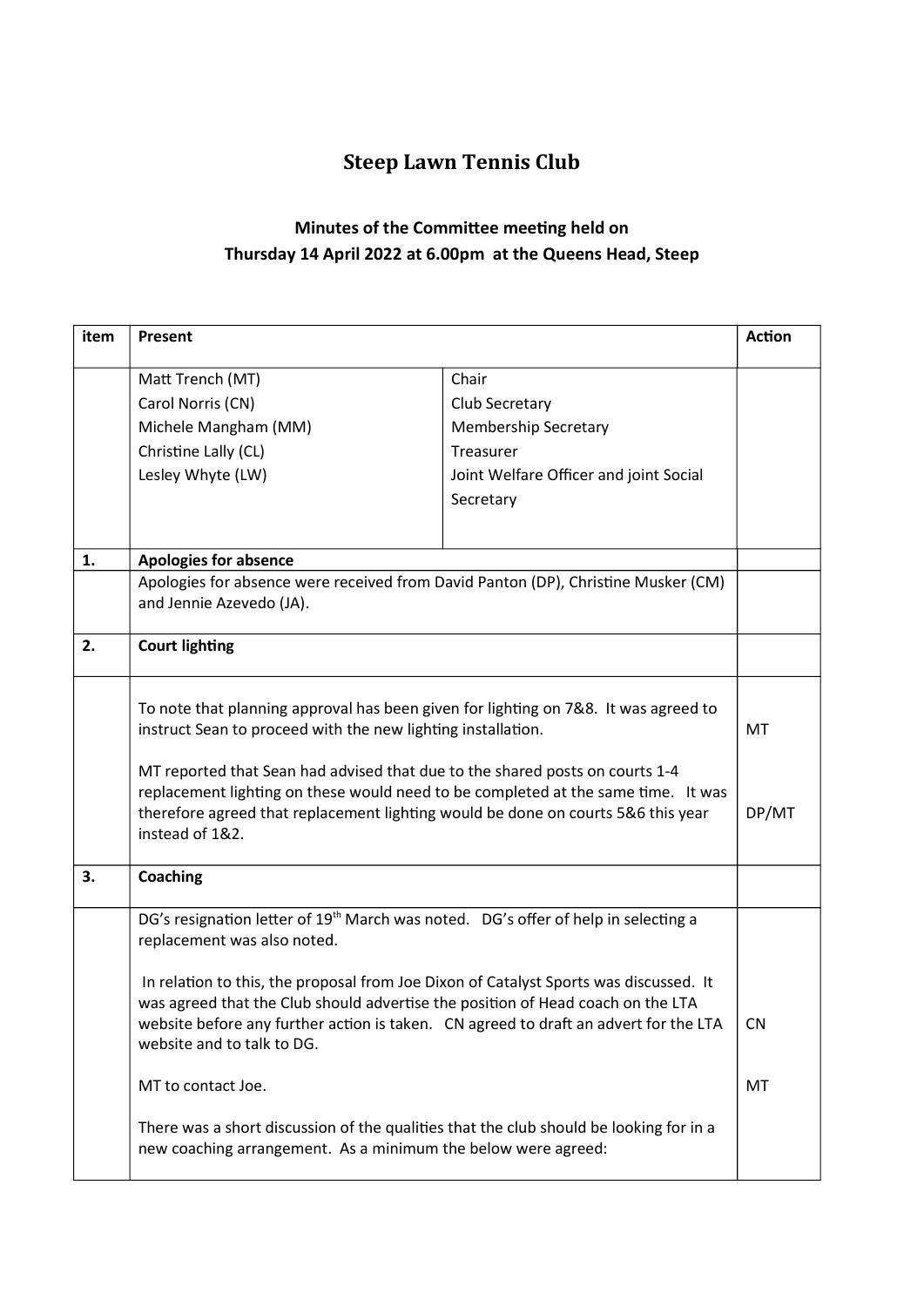# Steep Lawn Tennis Club

## Minutes of the Committee meeting held on
## Thursday 14 April 2022 at 6.00pm at the Queens Head, Steep

| item | Present | | Action |
|---|---|---|---|
| | Matt Trench (MT)<br>Carol Norris (CN)<br>Michele Mangham (MM)<br>Christine Lally (CL)<br>Lesley Whyte (LW) | Chair<br>Club Secretary<br>Membership Secretary<br>Treasurer<br>Joint Welfare Officer and joint Social Secretary | |
| **1.** | **Apologies for absence** | | |
| | Apologies for absence were received from David Panton (DP), Christine Musker (CM) and Jennie Azevedo (JA). | | |
| **2.** | **Court lighting** | | |
| | To note that planning approval has been given for lighting on 7&8. It was agreed to instruct Sean to proceed with the new lighting installation. | | MT |
| | MT reported that Sean had advised that due to the shared posts on courts 1-4 replacement lighting on these would need to be completed at the same time. It was therefore agreed that replacement lighting would be done on courts 5&6 this year instead of 1&2. | | DP/MT |
| **3.** | **Coaching** | | |
| | DG's resignation letter of 19th March was noted. DG's offer of help in selecting a replacement was also noted. | | |
| | In relation to this, the proposal from Joe Dixon of Catalyst Sports was discussed. It was agreed that the Club should advertise the position of Head coach on the LTA website before any further action is taken. CN agreed to draft an advert for the LTA website and to talk to DG. | | CN |
| | MT to contact Joe. | | MT |
| | There was a short discussion of the qualities that the club should be looking for in a new coaching arrangement. As a minimum the below were agreed: | | |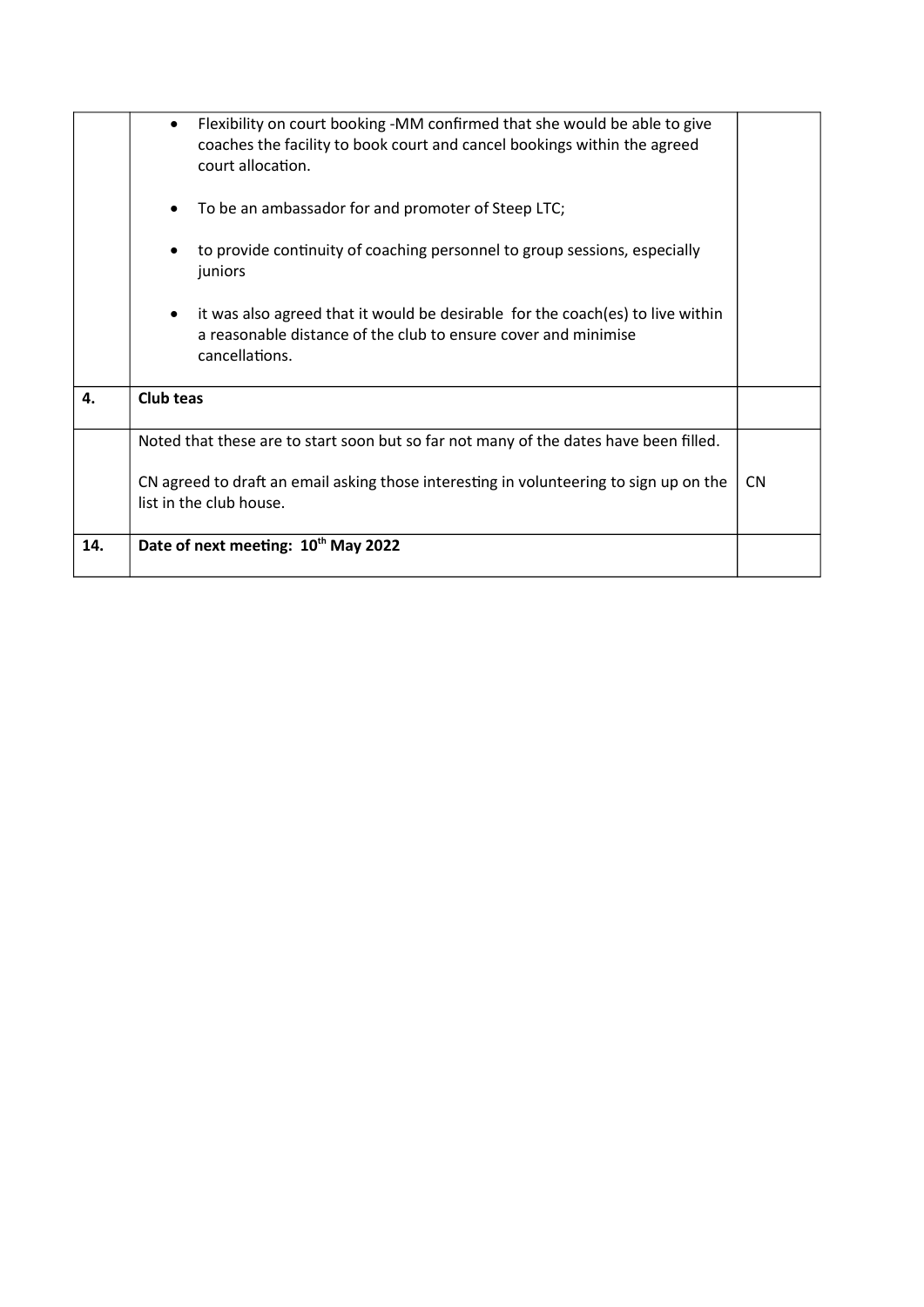| | | |
|---|---|---|
| | • Flexibility on court booking -MM confirmed that she would be able to give coaches the facility to book court and cancel bookings within the agreed court allocation.<br><br>• To be an ambassador for and promoter of Steep LTC;<br><br>• to provide continuity of coaching personnel to group sessions, especially juniors<br><br>• it was also agreed that it would be desirable for the coach(es) to live within a reasonable distance of the club to ensure cover and minimise cancellations. | |
| **4.** | **Club teas** | |
| | Noted that these are to start soon but so far not many of the dates have been filled.<br><br>CN agreed to draft an email asking those interesting in volunteering to sign up on the list in the club house. | CN |
| **14.** | **Date of next meeting: 10th May 2022** | |